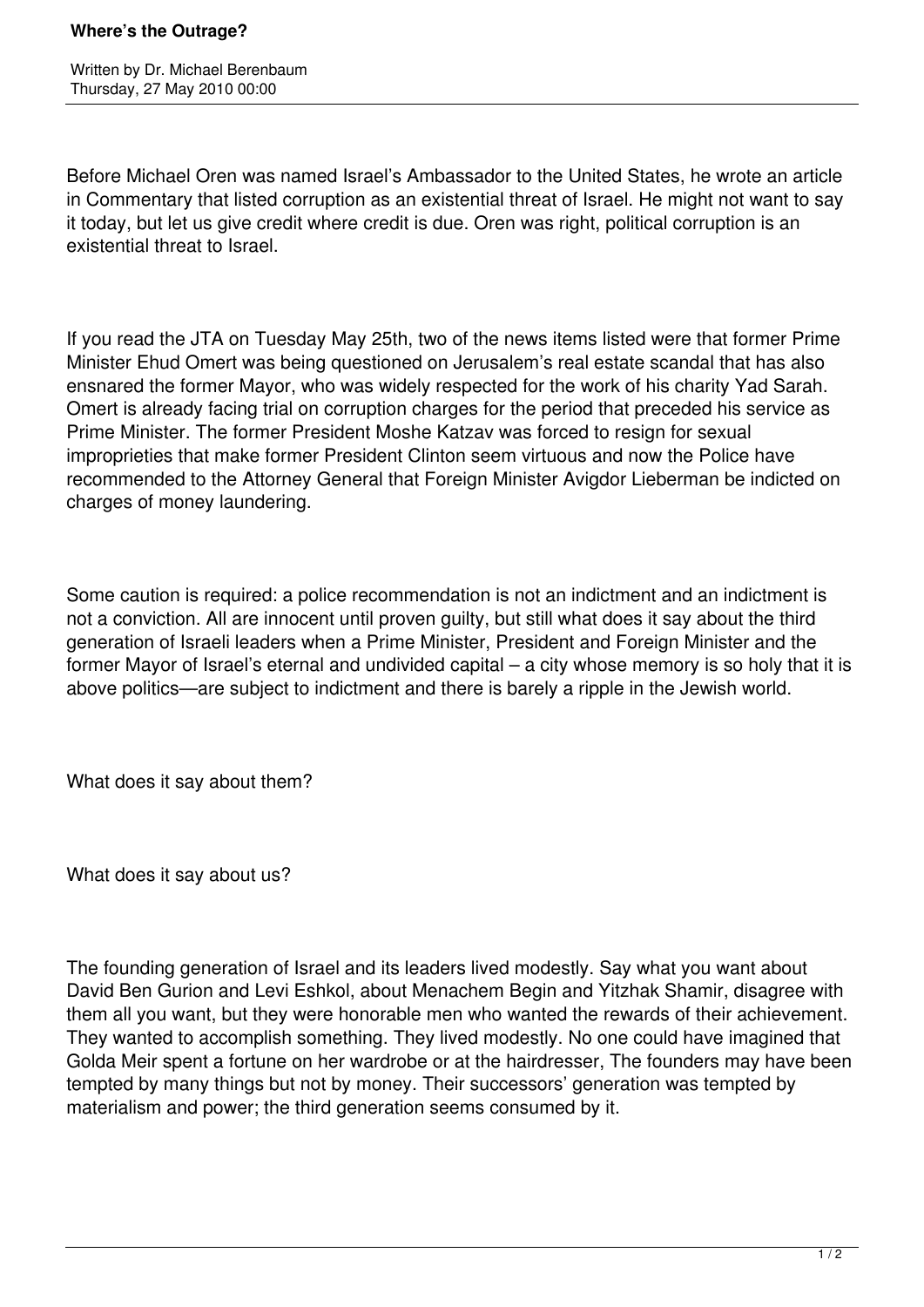# Where's the Outrage?

Written by Dr. Michael Berenbaum
Thursday, 27 May 2010 00:00

Before Michael Oren was named Israel's Ambassador to the United States, he wrote an article in Commentary that listed corruption as an existential threat of Israel. He might not want to say it today, but let us give credit where credit is due. Oren was right, political corruption is an existential threat to Israel.

If you read the JTA on Tuesday May 25th, two of the news items listed were that former Prime Minister Ehud Omert was being questioned on Jerusalem's real estate scandal that has also ensnared the former Mayor, who was widely respected for the work of his charity Yad Sarah. Omert is already facing trial on corruption charges for the period that preceded his service as Prime Minister. The former President Moshe Katzav was forced to resign for sexual improprieties that make former President Clinton seem virtuous and now the Police have recommended to the Attorney General that Foreign Minister Avigdor Lieberman be indicted on charges of money laundering.

Some caution is required: a police recommendation is not an indictment and an indictment is not a conviction. All are innocent until proven guilty, but still what does it say about the third generation of Israeli leaders when a Prime Minister, President and Foreign Minister and the former Mayor of Israel's eternal and undivided capital – a city whose memory is so holy that it is above politics—are subject to indictment and there is barely a ripple in the Jewish world.

What does it say about them?

What does it say about us?

The founding generation of Israel and its leaders lived modestly. Say what you want about David Ben Gurion and Levi Eshkol, about Menachem Begin and Yitzhak Shamir, disagree with them all you want, but they were honorable men who wanted the rewards of their achievement. They wanted to accomplish something. They lived modestly. No one could have imagined that Golda Meir spent a fortune on her wardrobe or at the hairdresser, The founders may have been tempted by many things but not by money. Their successors' generation was tempted by materialism and power; the third generation seems consumed by it.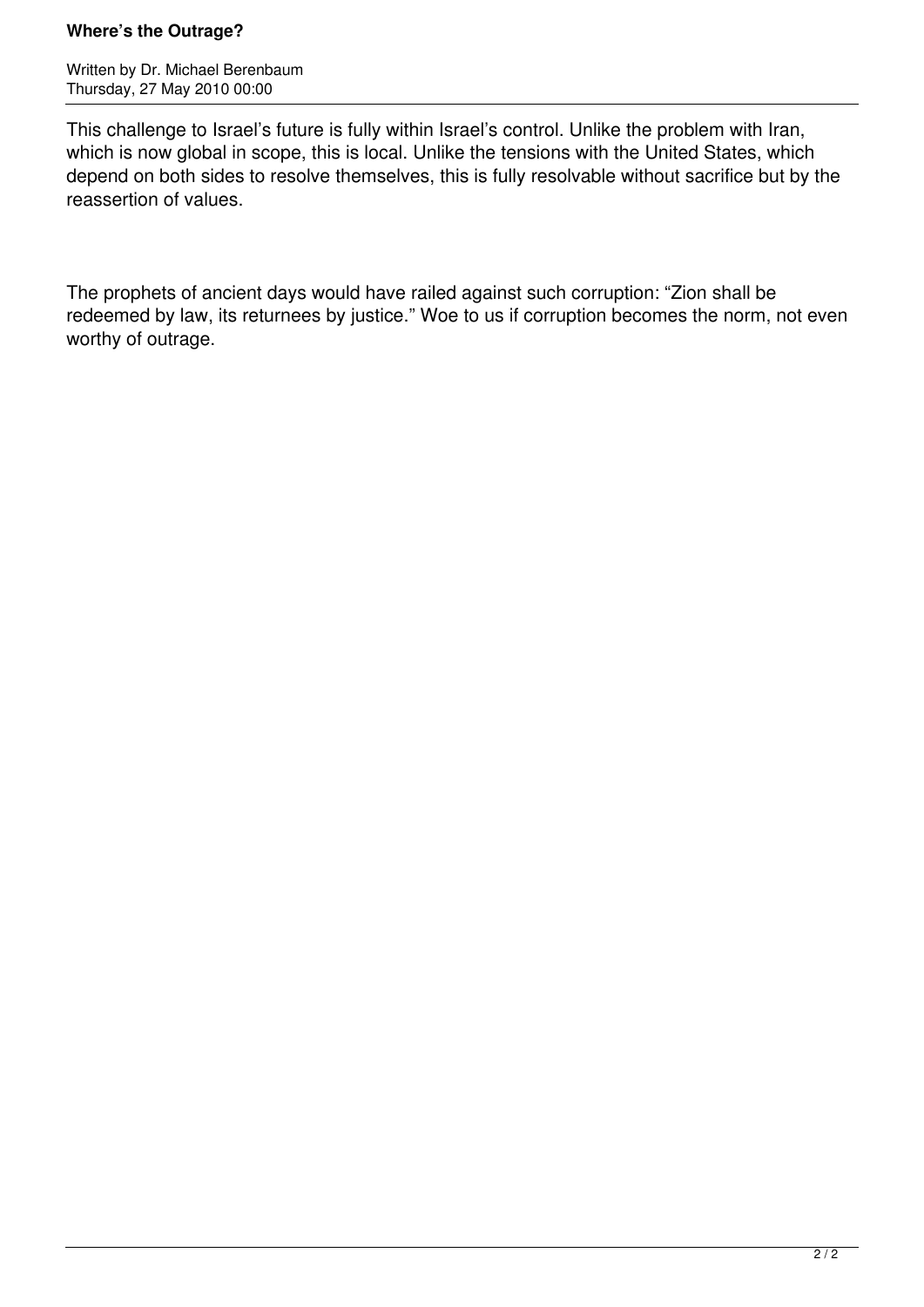This challenge to Israel's future is fully within Israel's control. Unlike the problem with Iran, which is now global in scope, this is local. Unlike the tensions with the United States, which depend on both sides to resolve themselves, this is fully resolvable without sacrifice but by the reassertion of values.

The prophets of ancient days would have railed against such corruption: "Zion shall be redeemed by law, its returnees by justice." Woe to us if corruption becomes the norm, not even worthy of outrage.